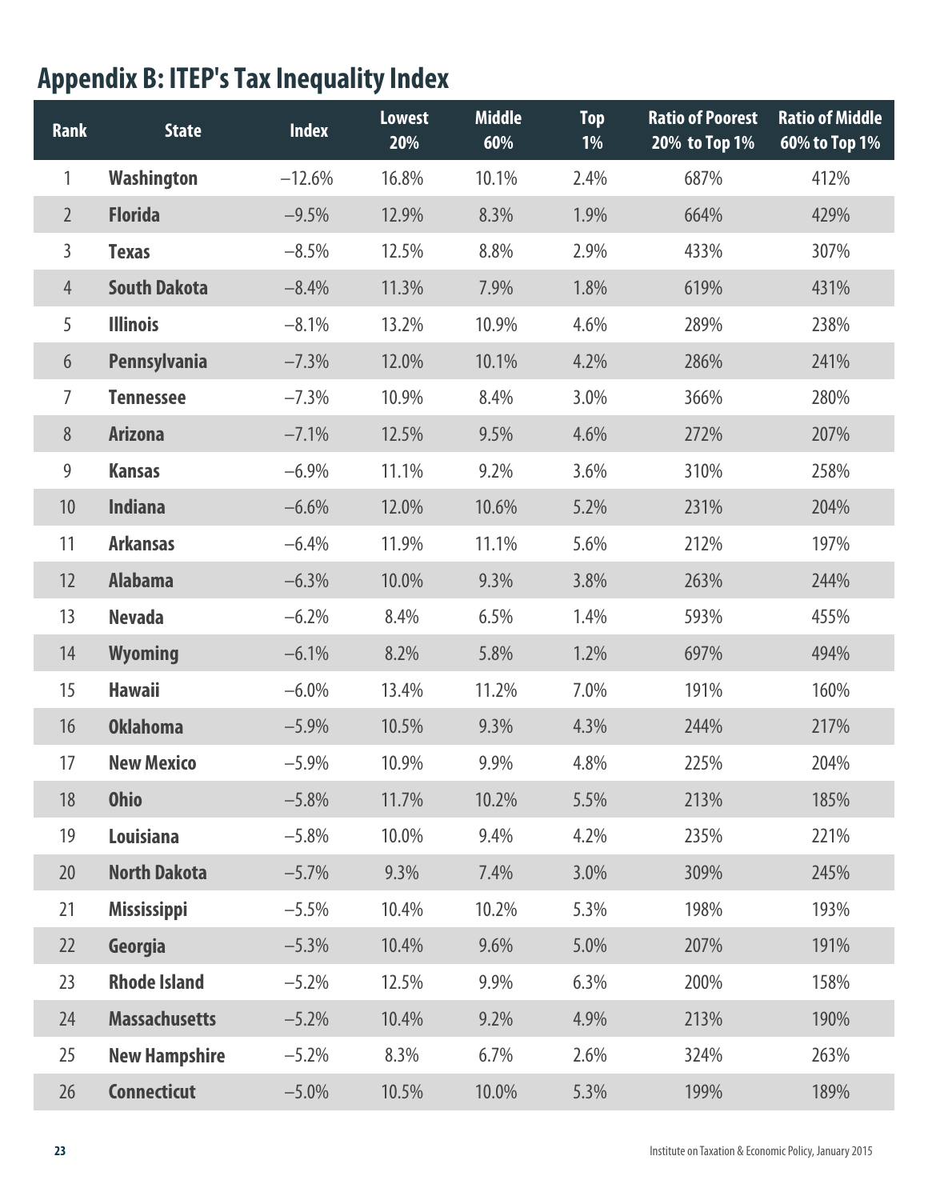## Appendix B: ITEP's Tax Inequality Index

| Rank | State | Index | Lowest 20% | Middle 60% | Top 1% | Ratio of Poorest 20% to Top 1% | Ratio of Middle 60% to Top 1% |
|---|---|---|---|---|---|---|---|
| 1 | **Washington** | –12.6% | 16.8% | 10.1% | 2.4% | 687% | 412% |
| 2 | **Florida** | –9.5% | 12.9% | 8.3% | 1.9% | 664% | 429% |
| 3 | **Texas** | –8.5% | 12.5% | 8.8% | 2.9% | 433% | 307% |
| 4 | **South Dakota** | –8.4% | 11.3% | 7.9% | 1.8% | 619% | 431% |
| 5 | **Illinois** | –8.1% | 13.2% | 10.9% | 4.6% | 289% | 238% |
| 6 | **Pennsylvania** | –7.3% | 12.0% | 10.1% | 4.2% | 286% | 241% |
| 7 | **Tennessee** | –7.3% | 10.9% | 8.4% | 3.0% | 366% | 280% |
| 8 | **Arizona** | –7.1% | 12.5% | 9.5% | 4.6% | 272% | 207% |
| 9 | **Kansas** | –6.9% | 11.1% | 9.2% | 3.6% | 310% | 258% |
| 10 | **Indiana** | –6.6% | 12.0% | 10.6% | 5.2% | 231% | 204% |
| 11 | **Arkansas** | –6.4% | 11.9% | 11.1% | 5.6% | 212% | 197% |
| 12 | **Alabama** | –6.3% | 10.0% | 9.3% | 3.8% | 263% | 244% |
| 13 | **Nevada** | –6.2% | 8.4% | 6.5% | 1.4% | 593% | 455% |
| 14 | **Wyoming** | –6.1% | 8.2% | 5.8% | 1.2% | 697% | 494% |
| 15 | **Hawaii** | –6.0% | 13.4% | 11.2% | 7.0% | 191% | 160% |
| 16 | **Oklahoma** | –5.9% | 10.5% | 9.3% | 4.3% | 244% | 217% |
| 17 | **New Mexico** | –5.9% | 10.9% | 9.9% | 4.8% | 225% | 204% |
| 18 | **Ohio** | –5.8% | 11.7% | 10.2% | 5.5% | 213% | 185% |
| 19 | **Louisiana** | –5.8% | 10.0% | 9.4% | 4.2% | 235% | 221% |
| 20 | **North Dakota** | –5.7% | 9.3% | 7.4% | 3.0% | 309% | 245% |
| 21 | **Mississippi** | –5.5% | 10.4% | 10.2% | 5.3% | 198% | 193% |
| 22 | **Georgia** | –5.3% | 10.4% | 9.6% | 5.0% | 207% | 191% |
| 23 | **Rhode Island** | –5.2% | 12.5% | 9.9% | 6.3% | 200% | 158% |
| 24 | **Massachusetts** | –5.2% | 10.4% | 9.2% | 4.9% | 213% | 190% |
| 25 | **New Hampshire** | –5.2% | 8.3% | 6.7% | 2.6% | 324% | 263% |
| 26 | **Connecticut** | –5.0% | 10.5% | 10.0% | 5.3% | 199% | 189% |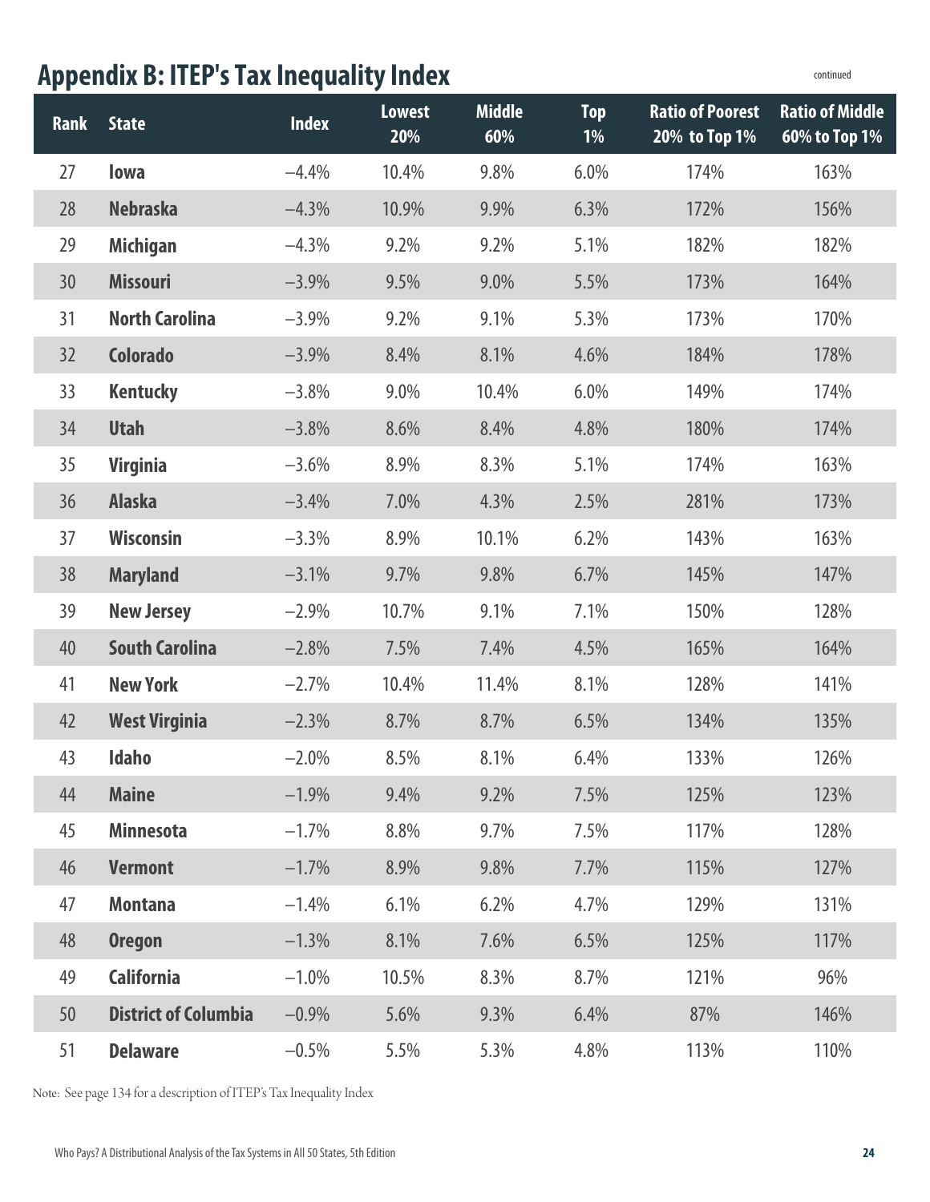## Appendix B: ITEP's Tax Inequality Index

continued

| Rank | State | Index | Lowest 20% | Middle 60% | Top 1% | Ratio of Poorest 20% to Top 1% | Ratio of Middle 60% to Top 1% |
|---|---|---|---|---|---|---|---|
| 27 | **Iowa** | –4.4% | 10.4% | 9.8% | 6.0% | 174% | 163% |
| 28 | **Nebraska** | –4.3% | 10.9% | 9.9% | 6.3% | 172% | 156% |
| 29 | **Michigan** | –4.3% | 9.2% | 9.2% | 5.1% | 182% | 182% |
| 30 | **Missouri** | –3.9% | 9.5% | 9.0% | 5.5% | 173% | 164% |
| 31 | **North Carolina** | –3.9% | 9.2% | 9.1% | 5.3% | 173% | 170% |
| 32 | **Colorado** | –3.9% | 8.4% | 8.1% | 4.6% | 184% | 178% |
| 33 | **Kentucky** | –3.8% | 9.0% | 10.4% | 6.0% | 149% | 174% |
| 34 | **Utah** | –3.8% | 8.6% | 8.4% | 4.8% | 180% | 174% |
| 35 | **Virginia** | –3.6% | 8.9% | 8.3% | 5.1% | 174% | 163% |
| 36 | **Alaska** | –3.4% | 7.0% | 4.3% | 2.5% | 281% | 173% |
| 37 | **Wisconsin** | –3.3% | 8.9% | 10.1% | 6.2% | 143% | 163% |
| 38 | **Maryland** | –3.1% | 9.7% | 9.8% | 6.7% | 145% | 147% |
| 39 | **New Jersey** | –2.9% | 10.7% | 9.1% | 7.1% | 150% | 128% |
| 40 | **South Carolina** | –2.8% | 7.5% | 7.4% | 4.5% | 165% | 164% |
| 41 | **New York** | –2.7% | 10.4% | 11.4% | 8.1% | 128% | 141% |
| 42 | **West Virginia** | –2.3% | 8.7% | 8.7% | 6.5% | 134% | 135% |
| 43 | **Idaho** | –2.0% | 8.5% | 8.1% | 6.4% | 133% | 126% |
| 44 | **Maine** | –1.9% | 9.4% | 9.2% | 7.5% | 125% | 123% |
| 45 | **Minnesota** | –1.7% | 8.8% | 9.7% | 7.5% | 117% | 128% |
| 46 | **Vermont** | –1.7% | 8.9% | 9.8% | 7.7% | 115% | 127% |
| 47 | **Montana** | –1.4% | 6.1% | 6.2% | 4.7% | 129% | 131% |
| 48 | **Oregon** | –1.3% | 8.1% | 7.6% | 6.5% | 125% | 117% |
| 49 | **California** | –1.0% | 10.5% | 8.3% | 8.7% | 121% | 96% |
| 50 | **District of Columbia** | –0.9% | 5.6% | 9.3% | 6.4% | 87% | 146% |
| 51 | **Delaware** | –0.5% | 5.5% | 5.3% | 4.8% | 113% | 110% |

Note: See page 134 for a description of ITEP's Tax Inequality Index